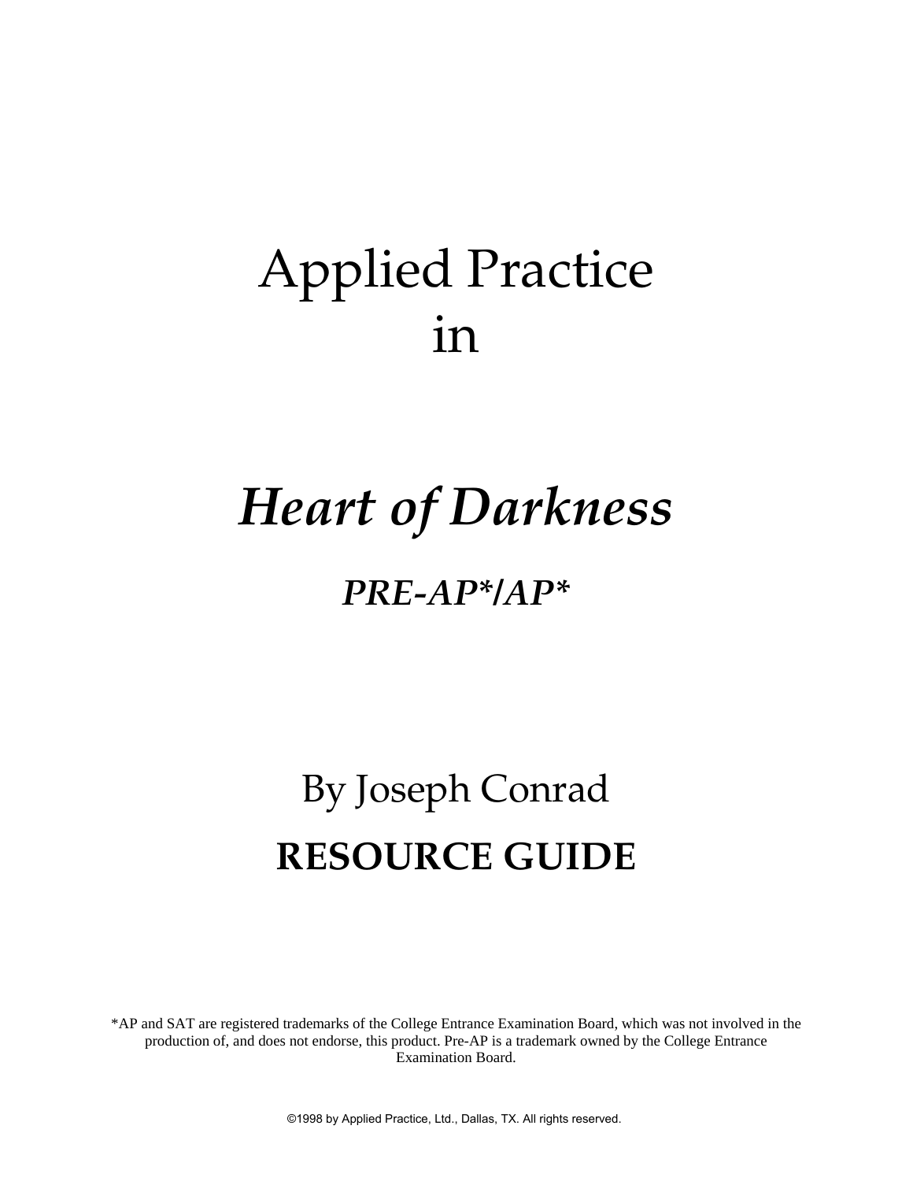# Applied Practice
# in

# *Heart of Darkness*

## *PRE-AP*/AP**

## By Joseph Conrad

## **RESOURCE GUIDE**

*AP and SAT are registered trademarks of the College Entrance Examination Board, which was not involved in the production of, and does not endorse, this product. Pre-AP is a trademark owned by the College Entrance Examination Board.

©1998 by Applied Practice, Ltd., Dallas, TX. All rights reserved.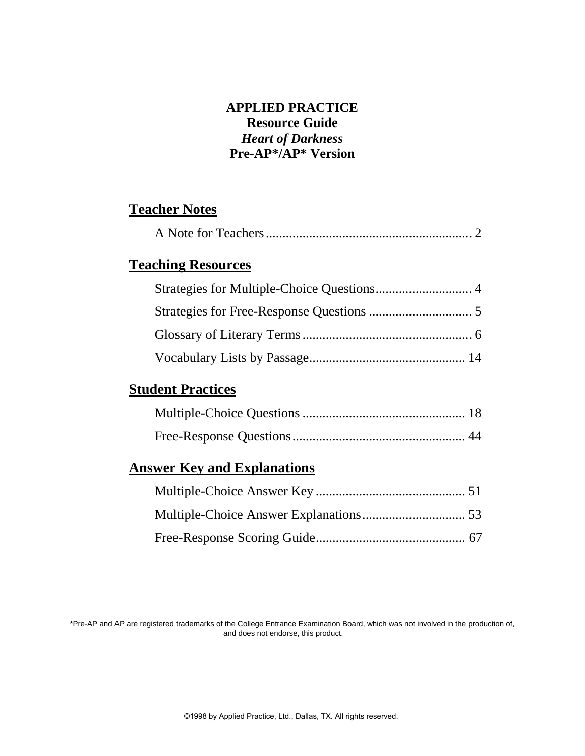**APPLIED PRACTICE**
**Resource Guide**
***Heart of Darkness***
**Pre-AP*/AP* Version**

## Teacher Notes

A Note for Teachers ............................................................ 2

## Teaching Resources

Strategies for Multiple-Choice Questions............................ 4

Strategies for Free-Response Questions .............................. 5

Glossary of Literary Terms .................................................. 6

Vocabulary Lists by Passage.............................................. 14

## Student Practices

Multiple-Choice Questions ................................................ 18

Free-Response Questions................................................... 44

## Answer Key and Explanations

Multiple-Choice Answer Key ............................................ 51

Multiple-Choice Answer Explanations.............................. 53

Free-Response Scoring Guide............................................ 67

*Pre-AP and AP are registered trademarks of the College Entrance Examination Board, which was not involved in the production of, and does not endorse, this product.

©1998 by Applied Practice, Ltd., Dallas, TX. All rights reserved.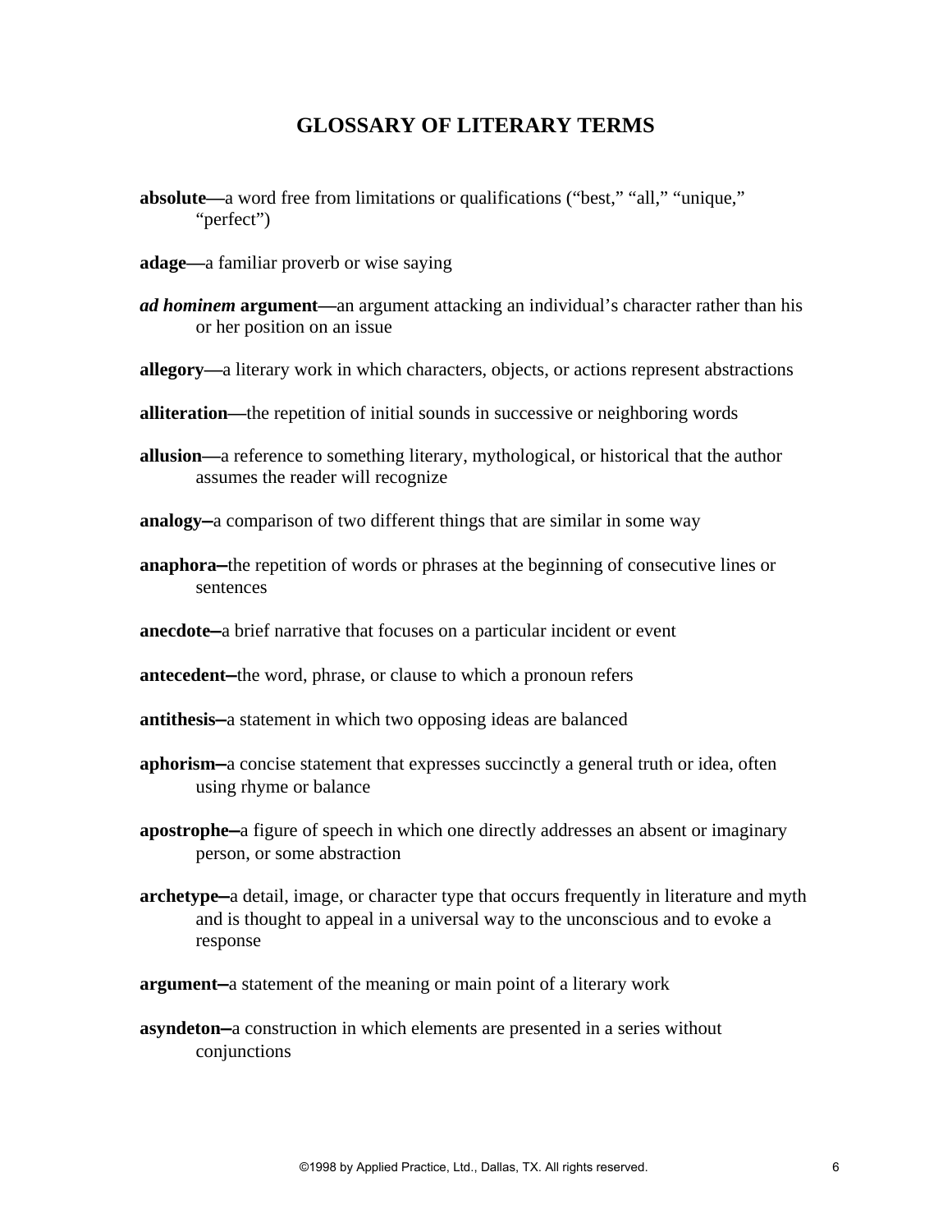# GLOSSARY OF LITERARY TERMS

**absolute**—a word free from limitations or qualifications ("best," "all," "unique," "perfect")

**adage**—a familiar proverb or wise saying

***ad hominem* argument**—an argument attacking an individual's character rather than his or her position on an issue

**allegory**—a literary work in which characters, objects, or actions represent abstractions

**alliteration**—the repetition of initial sounds in successive or neighboring words

**allusion**—a reference to something literary, mythological, or historical that the author assumes the reader will recognize

**analogy**–a comparison of two different things that are similar in some way

**anaphora**–the repetition of words or phrases at the beginning of consecutive lines or sentences

**anecdote**–a brief narrative that focuses on a particular incident or event

**antecedent**–the word, phrase, or clause to which a pronoun refers

**antithesis**–a statement in which two opposing ideas are balanced

**aphorism**–a concise statement that expresses succinctly a general truth or idea, often using rhyme or balance

**apostrophe**–a figure of speech in which one directly addresses an absent or imaginary person, or some abstraction

**archetype**–a detail, image, or character type that occurs frequently in literature and myth and is thought to appeal in a universal way to the unconscious and to evoke a response

**argument**–a statement of the meaning or main point of a literary work

**asyndeton**–a construction in which elements are presented in a series without conjunctions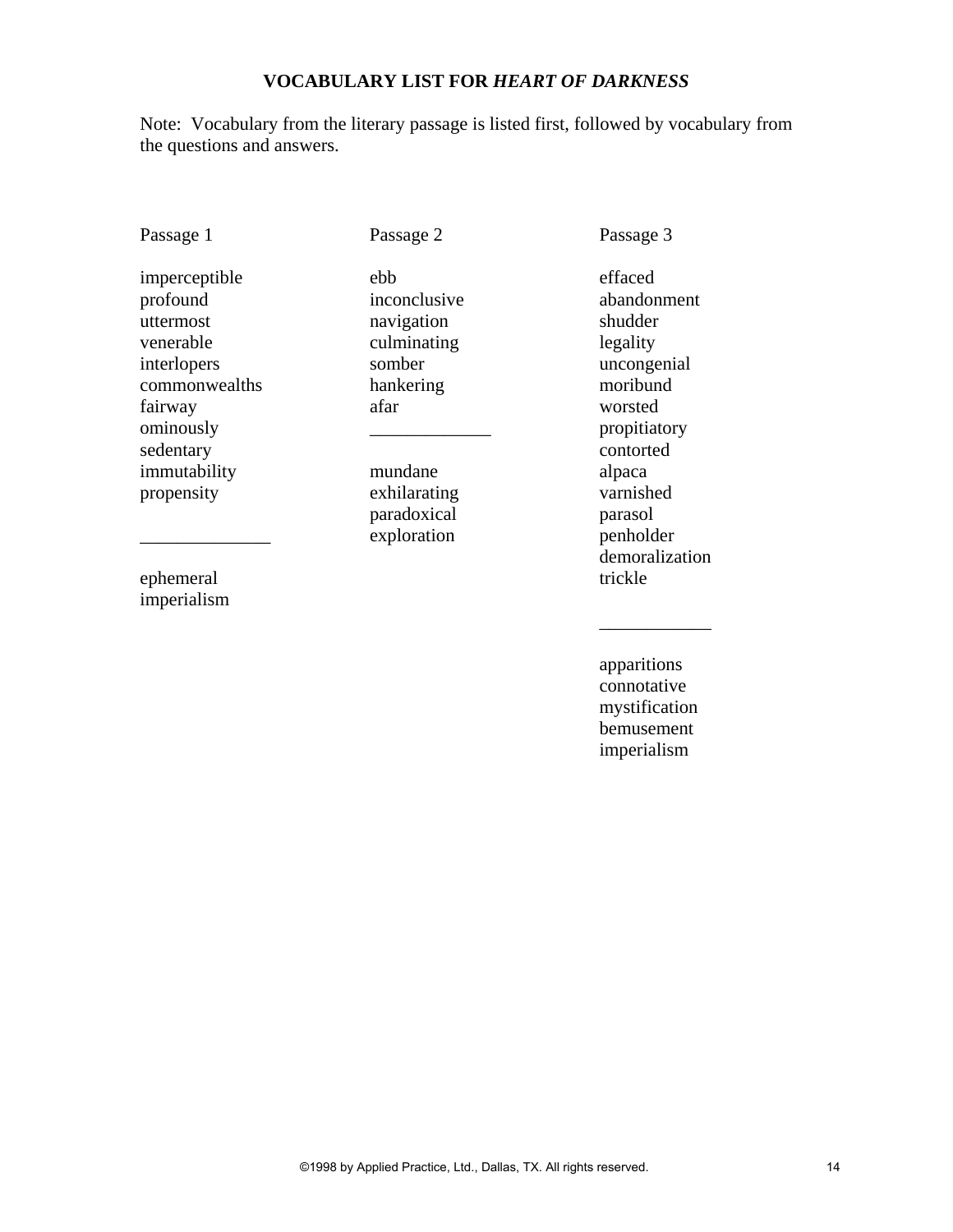# VOCABULARY LIST FOR *HEART OF DARKNESS*

Note: Vocabulary from the literary passage is listed first, followed by vocabulary from the questions and answers.

Passage 1

imperceptible
profound
uttermost
venerable
interlopers
commonwealths
fairway
ominously
sedentary
immutability
propensity

______________

ephemeral
imperialism

Passage 2

ebb
inconclusive
navigation
culminating
somber
hankering
afar

_____________

mundane
exhilarating
paradoxical
exploration

Passage 3

effaced
abandonment
shudder
legality
uncongenial
moribund
worsted
propitiatory
contorted
alpaca
varnished
parasol
penholder
demoralization
trickle

____________

apparitions
connotative
mystification
bemusement
imperialism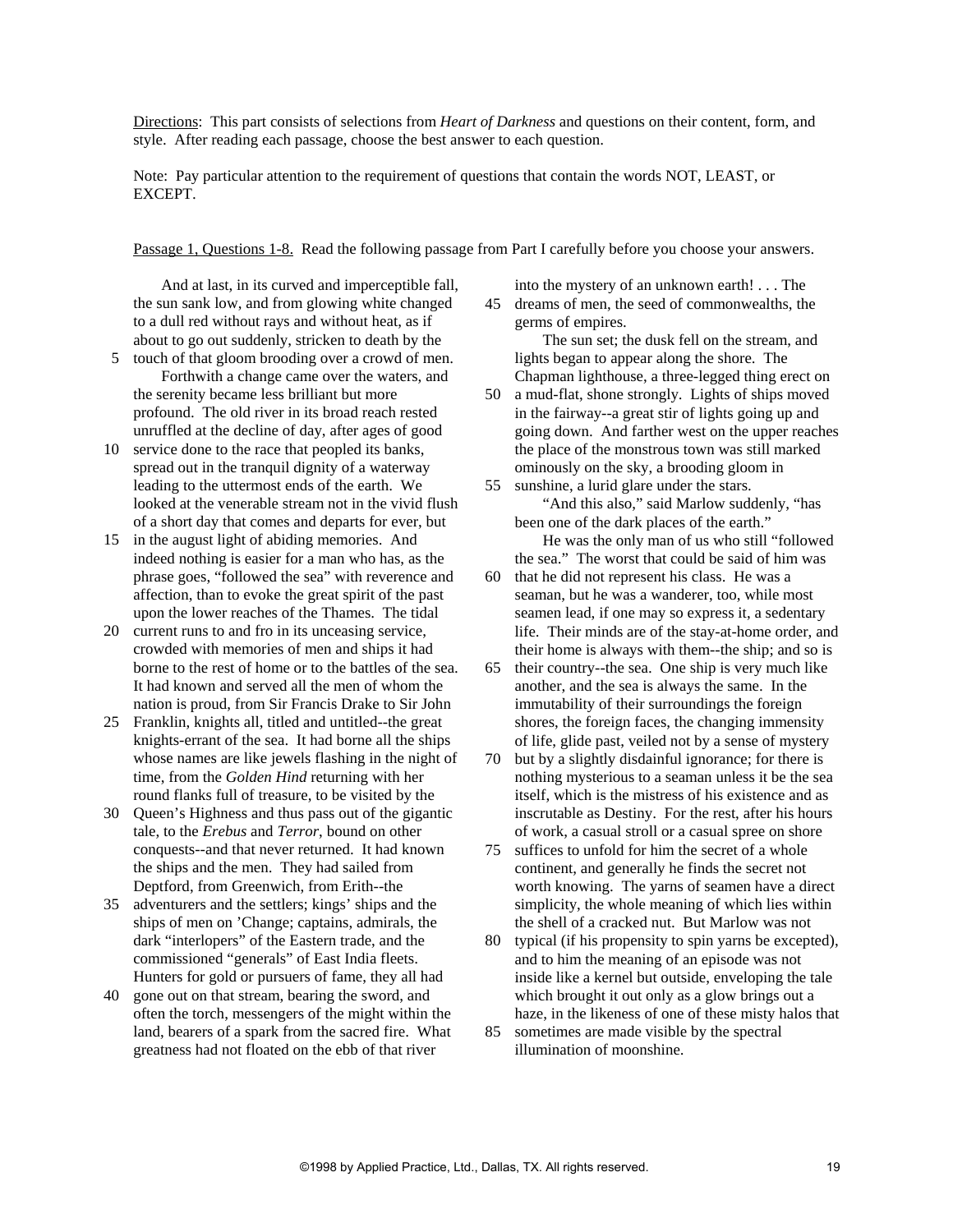Directions: This part consists of selections from *Heart of Darkness* and questions on their content, form, and style. After reading each passage, choose the best answer to each question.

Note: Pay particular attention to the requirement of questions that contain the words NOT, LEAST, or EXCEPT.

Passage 1, Questions 1-8. Read the following passage from Part I carefully before you choose your answers.

And at last, in its curved and imperceptible fall, the sun sank low, and from glowing white changed to a dull red without rays and without heat, as if about to go out suddenly, stricken to death by the touch of that gloom brooding over a crowd of men.

Forthwith a change came over the waters, and the serenity became less brilliant but more profound. The old river in its broad reach rested unruffled at the decline of day, after ages of good service done to the race that peopled its banks, spread out in the tranquil dignity of a waterway leading to the uttermost ends of the earth. We looked at the venerable stream not in the vivid flush of a short day that comes and departs for ever, but in the august light of abiding memories. And indeed nothing is easier for a man who has, as the phrase goes, "followed the sea" with reverence and affection, than to evoke the great spirit of the past upon the lower reaches of the Thames. The tidal current runs to and fro in its unceasing service, crowded with memories of men and ships it had borne to the rest of home or to the battles of the sea. It had known and served all the men of whom the nation is proud, from Sir Francis Drake to Sir John Franklin, knights all, titled and untitled--the great knights-errant of the sea. It had borne all the ships whose names are like jewels flashing in the night of time, from the *Golden Hind* returning with her round flanks full of treasure, to be visited by the Queen's Highness and thus pass out of the gigantic tale, to the *Erebus* and *Terror*, bound on other conquests--and that never returned. It had known the ships and the men. They had sailed from Deptford, from Greenwich, from Erith--the adventurers and the settlers; kings' ships and the ships of men on 'Change; captains, admirals, the dark "interlopers" of the Eastern trade, and the commissioned "generals" of East India fleets. Hunters for gold or pursuers of fame, they all had gone out on that stream, bearing the sword, and often the torch, messengers of the might within the land, bearers of a spark from the sacred fire. What greatness had not floated on the ebb of that river into the mystery of an unknown earth! . . . The dreams of men, the seed of commonwealths, the germs of empires.

The sun set; the dusk fell on the stream, and lights began to appear along the shore. The Chapman lighthouse, a three-legged thing erect on a mud-flat, shone strongly. Lights of ships moved in the fairway--a great stir of lights going up and going down. And farther west on the upper reaches the place of the monstrous town was still marked ominously on the sky, a brooding gloom in sunshine, a lurid glare under the stars.

"And this also," said Marlow suddenly, "has been one of the dark places of the earth."

He was the only man of us who still "followed the sea." The worst that could be said of him was that he did not represent his class. He was a seaman, but he was a wanderer, too, while most seamen lead, if one may so express it, a sedentary life. Their minds are of the stay-at-home order, and their home is always with them--the ship; and so is their country--the sea. One ship is very much like another, and the sea is always the same. In the immutability of their surroundings the foreign shores, the foreign faces, the changing immensity of life, glide past, veiled not by a sense of mystery but by a slightly disdainful ignorance; for there is nothing mysterious to a seaman unless it be the sea itself, which is the mistress of his existence and as inscrutable as Destiny. For the rest, after his hours of work, a casual stroll or a casual spree on shore suffices to unfold for him the secret of a whole continent, and generally he finds the secret not worth knowing. The yarns of seamen have a direct simplicity, the whole meaning of which lies within the shell of a cracked nut. But Marlow was not typical (if his propensity to spin yarns be excepted), and to him the meaning of an episode was not inside like a kernel but outside, enveloping the tale which brought it out only as a glow brings out a haze, in the likeness of one of these misty halos that sometimes are made visible by the spectral illumination of moonshine.

©1998 by Applied Practice, Ltd., Dallas, TX. All rights reserved.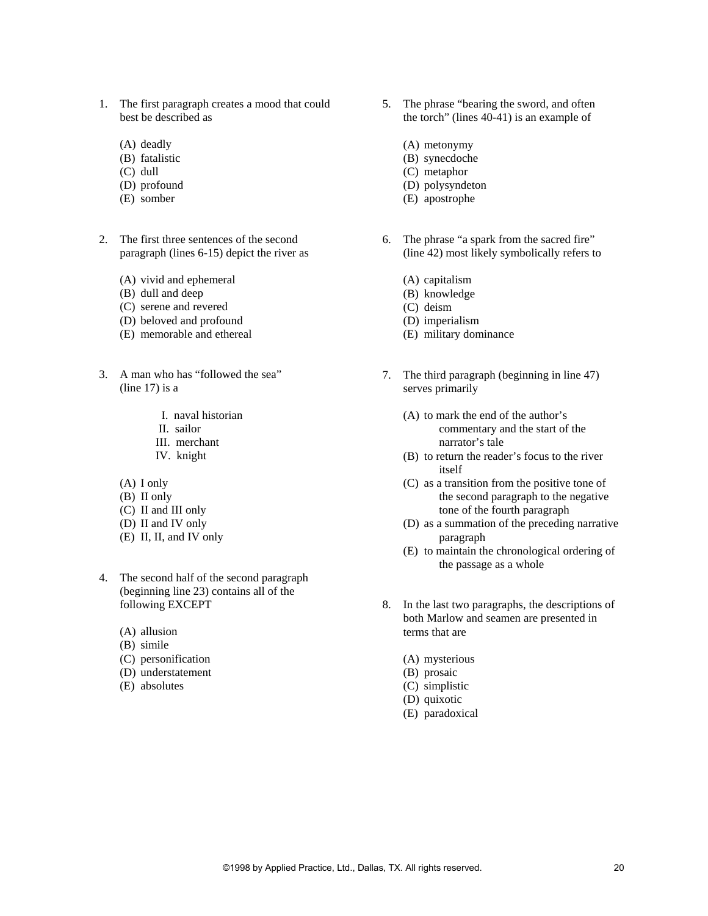1. The first paragraph creates a mood that could best be described as

   (A) deadly
   (B) fatalistic
   (C) dull
   (D) profound
   (E) somber

2. The first three sentences of the second paragraph (lines 6-15) depict the river as

   (A) vivid and ephemeral
   (B) dull and deep
   (C) serene and revered
   (D) beloved and profound
   (E) memorable and ethereal

3. A man who has "followed the sea" (line 17) is a

   I. naval historian
   II. sailor
   III. merchant
   IV. knight

   (A) I only
   (B) II only
   (C) II and III only
   (D) II and IV only
   (E) II, II, and IV only

4. The second half of the second paragraph (beginning line 23) contains all of the following EXCEPT

   (A) allusion
   (B) simile
   (C) personification
   (D) understatement
   (E) absolutes

5. The phrase "bearing the sword, and often the torch" (lines 40-41) is an example of

   (A) metonymy
   (B) synecdoche
   (C) metaphor
   (D) polysyndeton
   (E) apostrophe

6. The phrase "a spark from the sacred fire" (line 42) most likely symbolically refers to

   (A) capitalism
   (B) knowledge
   (C) deism
   (D) imperialism
   (E) military dominance

7. The third paragraph (beginning in line 47) serves primarily

   (A) to mark the end of the author's commentary and the start of the narrator's tale
   (B) to return the reader's focus to the river itself
   (C) as a transition from the positive tone of the second paragraph to the negative tone of the fourth paragraph
   (D) as a summation of the preceding narrative paragraph
   (E) to maintain the chronological ordering of the passage as a whole

8. In the last two paragraphs, the descriptions of both Marlow and seamen are presented in terms that are

   (A) mysterious
   (B) prosaic
   (C) simplistic
   (D) quixotic
   (E) paradoxical

©1998 by Applied Practice, Ltd., Dallas, TX. All rights reserved.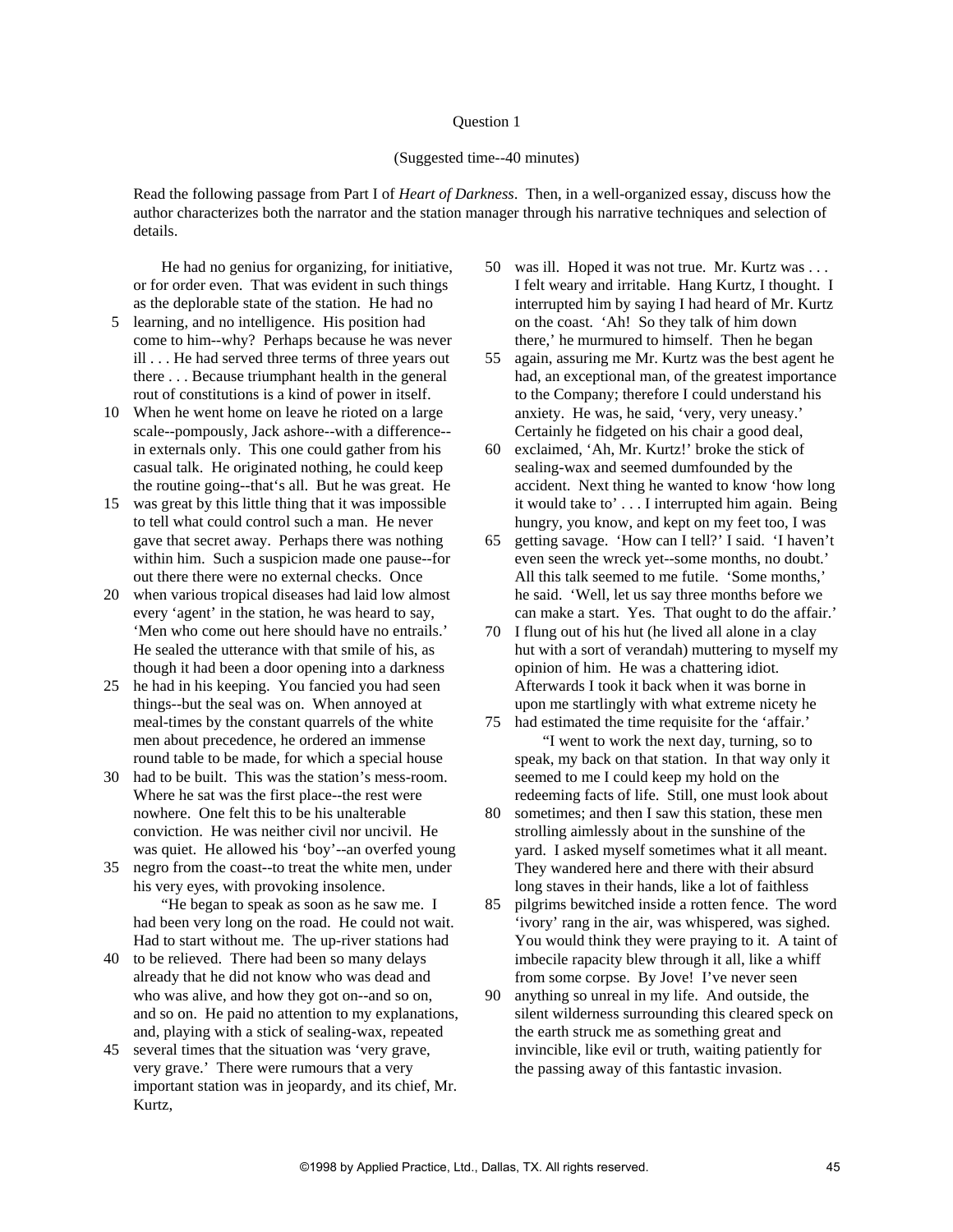Question 1

(Suggested time--40 minutes)

Read the following passage from Part I of *Heart of Darkness*. Then, in a well-organized essay, discuss how the author characterizes both the narrator and the station manager through his narrative techniques and selection of details.

He had no genius for organizing, for initiative, or for order even. That was evident in such things as the deplorable state of the station. He had no learning, and no intelligence. His position had come to him--why? Perhaps because he was never ill . . . He had served three terms of three years out there . . . Because triumphant health in the general rout of constitutions is a kind of power in itself. When he went home on leave he rioted on a large scale--pompously, Jack ashore--with a difference--in externals only. This one could gather from his casual talk. He originated nothing, he could keep the routine going--that's all. But he was great. He was great by this little thing that it was impossible to tell what could control such a man. He never gave that secret away. Perhaps there was nothing within him. Such a suspicion made one pause--for out there there were no external checks. Once when various tropical diseases had laid low almost every 'agent' in the station, he was heard to say, 'Men who come out here should have no entrails.' He sealed the utterance with that smile of his, as though it had been a door opening into a darkness he had in his keeping. You fancied you had seen things--but the seal was on. When annoyed at meal-times by the constant quarrels of the white men about precedence, he ordered an immense round table to be made, for which a special house had to be built. This was the station's mess-room. Where he sat was the first place--the rest were nowhere. One felt this to be his unalterable conviction. He was neither civil nor uncivil. He was quiet. He allowed his 'boy'--an overfed young negro from the coast--to treat the white men, under his very eyes, with provoking insolence.

"He began to speak as soon as he saw me. I had been very long on the road. He could not wait. Had to start without me. The up-river stations had to be relieved. There had been so many delays already that he did not know who was dead and who was alive, and how they got on--and so on, and so on. He paid no attention to my explanations, and, playing with a stick of sealing-wax, repeated several times that the situation was 'very grave, very grave.' There were rumours that a very important station was in jeopardy, and its chief, Mr. Kurtz, was ill. Hoped it was not true. Mr. Kurtz was . . . I felt weary and irritable. Hang Kurtz, I thought. I interrupted him by saying I had heard of Mr. Kurtz on the coast. 'Ah! So they talk of him down there,' he murmured to himself. Then he began again, assuring me Mr. Kurtz was the best agent he had, an exceptional man, of the greatest importance to the Company; therefore I could understand his anxiety. He was, he said, 'very, very uneasy.' Certainly he fidgeted on his chair a good deal, exclaimed, 'Ah, Mr. Kurtz!' broke the stick of sealing-wax and seemed dumfounded by the accident. Next thing he wanted to know 'how long it would take to' . . . I interrupted him again. Being hungry, you know, and kept on my feet too, I was getting savage. 'How can I tell?' I said. 'I haven't even seen the wreck yet--some months, no doubt.' All this talk seemed to me futile. 'Some months,' he said. 'Well, let us say three months before we can make a start. Yes. That ought to do the affair.' I flung out of his hut (he lived all alone in a clay hut with a sort of verandah) muttering to myself my opinion of him. He was a chattering idiot. Afterwards I took it back when it was borne in upon me startlingly with what extreme nicety he had estimated the time requisite for the 'affair.'

"I went to work the next day, turning, so to speak, my back on that station. In that way only it seemed to me I could keep my hold on the redeeming facts of life. Still, one must look about sometimes; and then I saw this station, these men strolling aimlessly about in the sunshine of the yard. I asked myself sometimes what it all meant. They wandered here and there with their absurd long staves in their hands, like a lot of faithless pilgrims bewitched inside a rotten fence. The word 'ivory' rang in the air, was whispered, was sighed. You would think they were praying to it. A taint of imbecile rapacity blew through it all, like a whiff from some corpse. By Jove! I've never seen anything so unreal in my life. And outside, the silent wilderness surrounding this cleared speck on the earth struck me as something great and invincible, like evil or truth, waiting patiently for the passing away of this fantastic invasion.

©1998 by Applied Practice, Ltd., Dallas, TX. All rights reserved.